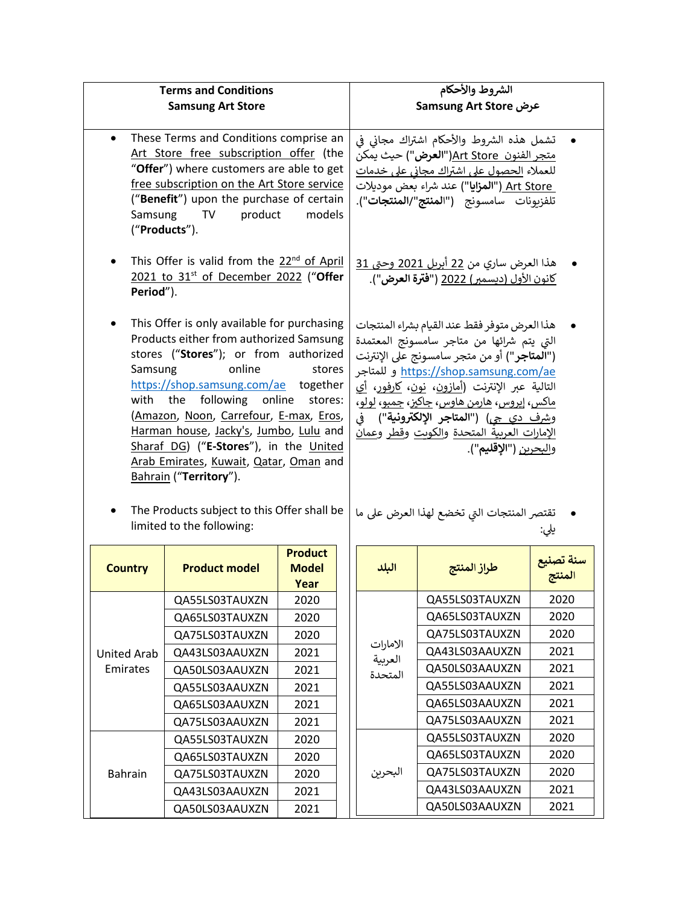**Terms and Conditions**
**Samsung Art Store**

- These Terms and Conditions comprise an Art Store free subscription offer (the "**Offer**") where customers are able to get free subscription on the Art Store service ("**Benefit**") upon the purchase of certain Samsung TV product models ("**Products**").

- This Offer is valid from the 22nd of April 2021 to 31st of December 2022 ("**Offer Period**").

- This Offer is only available for purchasing Products either from authorized Samsung stores ("**Stores**"); or from authorized Samsung online stores https://shop.samsung.com/ae together with the following online stores: (Amazon, Noon, Carrefour, E-max, Eros, Harman house, Jacky's, Jumbo, Lulu and Sharaf DG) ("**E-Stores**"), in the United Arab Emirates, Kuwait, Qatar, Oman and Bahrain ("**Territory**").

- The Products subject to this Offer shall be limited to the following:

| Country | Product model | Product Model Year |
|---|---|---|
| United Arab Emirates | QA55LS03TAUXZN | 2020 |
| | QA65LS03TAUXZN | 2020 |
| | QA75LS03TAUXZN | 2020 |
| | QA43LS03AAUXZN | 2021 |
| | QA50LS03AAUXZN | 2021 |
| | QA55LS03AAUXZN | 2021 |
| | QA65LS03AAUXZN | 2021 |
| | QA75LS03AAUXZN | 2021 |
| Bahrain | QA55LS03TAUXZN | 2020 |
| | QA65LS03TAUXZN | 2020 |
| | QA75LS03TAUXZN | 2020 |
| | QA43LS03AAUXZN | 2021 |
| | QA50LS03AAUXZN | 2021 |

**الشروط والأحكام**
**عرض Samsung Art Store**

- تشمل هذه الشروط والأحكام اشتراك مجاني في متجر الفنون Art Store("**العرض**") حيث يمكن للعملاء الحصول على اشتراك مجاني على خدمات Art Store ("**المزايا**") عند شراء بعض موديلات تلفزيونات سامسونج ("**المنتج**"/"**المنتجات**").

- هذا العرض ساري من 22 أبريل 2021 وحتى 31 كانون الأول (ديسمبر) 2022 ("**فترة العرض**").

- هذا العرض متوفر فقط عند القيام بشراء المنتجات التي يتم شرائها من متاجر سامسونج المعتمدة ("**المتاجر**") أو من متجر سامسونج على الإنترنت https://shop.samsung.com/ae و للمتاجر التالية عبر الإنترنت (أمازون، نون، كارفور، أي ماكس، إيروس، هارمن هاوس، جاكيز، جمبو، لولو، وشرف دي جي) ("**المتاجر الإلكترونية**") في الإمارات العربية المتحدة والكويت وقطر وعمان والبحرين ("**الإقليم**").

- تقتصر المنتجات التي تخضع لهذا العرض على ما يلي:

| البلد | طراز المنتج | سنة تصنيع المنتج |
|---|---|---|
| الامارات العربية المتحدة | QA55LS03TAUXZN | 2020 |
| | QA65LS03TAUXZN | 2020 |
| | QA75LS03TAUXZN | 2020 |
| | QA43LS03AAUXZN | 2021 |
| | QA50LS03AAUXZN | 2021 |
| | QA55LS03AAUXZN | 2021 |
| | QA65LS03AAUXZN | 2021 |
| | QA75LS03AAUXZN | 2021 |
| البحرين | QA55LS03TAUXZN | 2020 |
| | QA65LS03TAUXZN | 2020 |
| | QA75LS03TAUXZN | 2020 |
| | QA43LS03AAUXZN | 2021 |
| | QA50LS03AAUXZN | 2021 |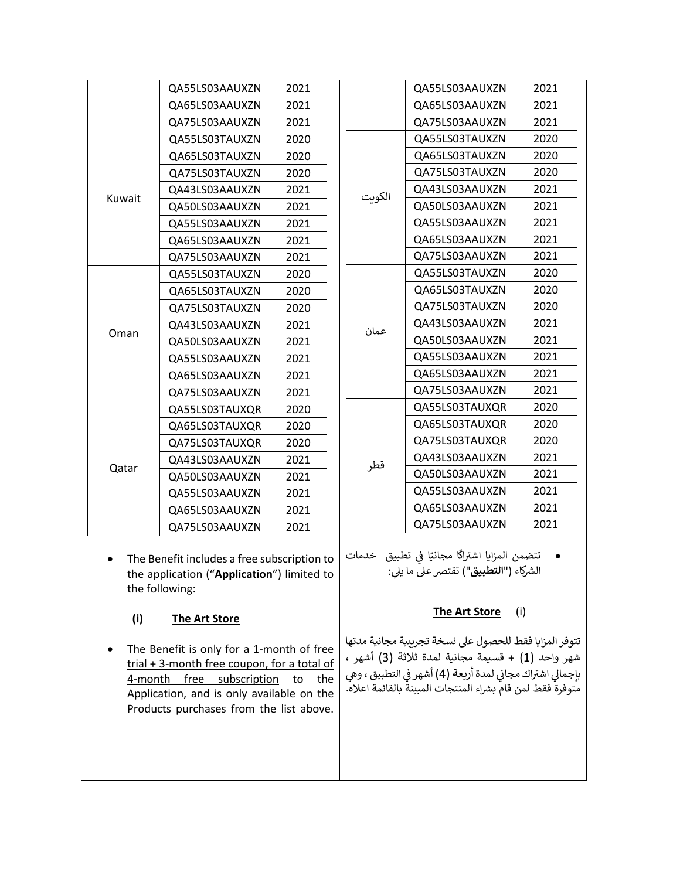| Country | Model | Year |
|---|---|---|
| | QA55LS03AAUXZN | 2021 |
| | QA65LS03AAUXZN | 2021 |
| | QA75LS03AAUXZN | 2021 |
| Kuwait | QA55LS03TAUXZN | 2020 |
| | QA65LS03TAUXZN | 2020 |
| | QA75LS03TAUXZN | 2020 |
| | QA43LS03AAUXZN | 2021 |
| | QA50LS03AAUXZN | 2021 |
| | QA55LS03AAUXZN | 2021 |
| | QA65LS03AAUXZN | 2021 |
| | QA75LS03AAUXZN | 2021 |
| Oman | QA55LS03TAUXZN | 2020 |
| | QA65LS03TAUXZN | 2020 |
| | QA75LS03TAUXZN | 2020 |
| | QA43LS03AAUXZN | 2021 |
| | QA50LS03AAUXZN | 2021 |
| | QA55LS03AAUXZN | 2021 |
| | QA65LS03AAUXZN | 2021 |
| | QA75LS03AAUXZN | 2021 |
| Qatar | QA55LS03TAUXQR | 2020 |
| | QA65LS03TAUXQR | 2020 |
| | QA75LS03TAUXQR | 2020 |
| | QA43LS03AAUXZN | 2021 |
| | QA50LS03AAUXZN | 2021 |
| | QA55LS03AAUXZN | 2021 |
| | QA65LS03AAUXZN | 2021 |
| | QA75LS03AAUXZN | 2021 |

- The Benefit includes a free subscription to the application ("**Application**") limited to the following:

  **(i) <u>The Art Store</u>**

- The Benefit is only for a <u>1-month of free trial + 3-month free coupon, for a total of 4-month free subscription</u> to the Application, and is only available on the Products purchases from the list above.

| الدولة | الطراز | السنة |
|---|---|---|
| | QA55LS03AAUXZN | 2021 |
| | QA65LS03AAUXZN | 2021 |
| | QA75LS03AAUXZN | 2021 |
| الكويت | QA55LS03TAUXZN | 2020 |
| | QA65LS03TAUXZN | 2020 |
| | QA75LS03TAUXZN | 2020 |
| | QA43LS03AAUXZN | 2021 |
| | QA50LS03AAUXZN | 2021 |
| | QA55LS03AAUXZN | 2021 |
| | QA65LS03AAUXZN | 2021 |
| | QA75LS03AAUXZN | 2021 |
| عمان | QA55LS03TAUXZN | 2020 |
| | QA65LS03TAUXZN | 2020 |
| | QA75LS03TAUXZN | 2020 |
| | QA43LS03AAUXZN | 2021 |
| | QA50LS03AAUXZN | 2021 |
| | QA55LS03AAUXZN | 2021 |
| | QA65LS03AAUXZN | 2021 |
| | QA75LS03AAUXZN | 2021 |
| قطر | QA55LS03TAUXQR | 2020 |
| | QA65LS03TAUXQR | 2020 |
| | QA75LS03TAUXQR | 2020 |
| | QA43LS03AAUXZN | 2021 |
| | QA50LS03AAUXZN | 2021 |
| | QA55LS03AAUXZN | 2021 |
| | QA65LS03AAUXZN | 2021 |
| | QA75LS03AAUXZN | 2021 |

- تتضمن المزايا اشتراكًا مجانيًا في تطبيق خدمات الشركاء ("**التطبيق**") تقتصر على ما يلي:

  (i) **<u>The Art Store</u>**

تتوفر المزايا فقط للحصول على نسخة تجريبية مجانية مدتها شهر واحد (1) + قسيمة مجانية لمدة ثلاثة (3) أشهر ، بإجمالي اشتراك مجاني لمدة أربعة (4) أشهر في التطبيق ، وهي متوفرة فقط لمن قام بشراء المنتجات المبينة بالقائمة اعلاه.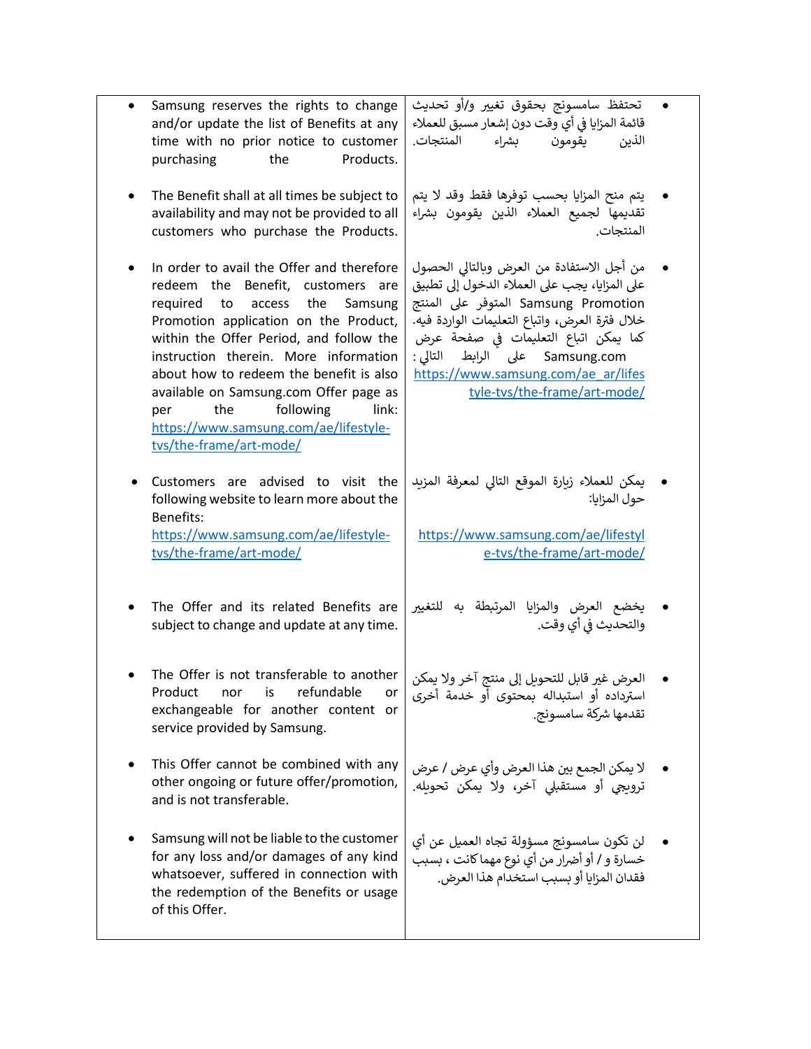| | |
|---|---|
| • Samsung reserves the rights to change and/or update the list of Benefits at any time with no prior notice to customer purchasing the Products. | • تحتفظ سامسونج بحقوق تغيير و/أو تحديث قائمة المزايا في أي وقت دون إشعار مسبق للعملاء الذين يقومون بشراء المنتجات. |
| • The Benefit shall at all times be subject to availability and may not be provided to all customers who purchase the Products. | • يتم منح المزايا بحسب توفرها فقط وقد لا يتم تقديمها لجميع العملاء الذين يقومون بشراء المنتجات. |
| • In order to avail the Offer and therefore redeem the Benefit, customers are required to access the Samsung Promotion application on the Product, within the Offer Period, and follow the instruction therein. More information about how to redeem the benefit is also available on Samsung.com Offer page as per the following link: https://www.samsung.com/ae/lifestyle-tvs/the-frame/art-mode/ | • من أجل الاستفادة من العرض وبالتالي الحصول على المزايا، يجب على العملاء الدخول إلى تطبيق Samsung Promotion المتوفر على المنتج خلال فترة العرض، واتباع التعليمات الواردة فيه. كما يمكن اتباع التعليمات في صفحة عرض Samsung.com على الرابط التالي : https://www.samsung.com/ae_ar/lifestyle-tvs/the-frame/art-mode/ |
| • Customers are advised to visit the following website to learn more about the Benefits: https://www.samsung.com/ae/lifestyle-tvs/the-frame/art-mode/ | • يمكن للعملاء زيارة الموقع التالي لمعرفة المزيد حول المزايا: https://www.samsung.com/ae/lifestyle-tvs/the-frame/art-mode/ |
| • The Offer and its related Benefits are subject to change and update at any time. | • يخضع العرض والمزايا المرتبطة به للتغيير والتحديث في أي وقت. |
| • The Offer is not transferable to another Product nor is refundable or exchangeable for another content or service provided by Samsung. | • العرض غير قابل للتحويل إلى منتج آخر ولا يمكن استرداده أو استبداله بمحتوى أو خدمة أخرى تقدمها شركة سامسونج. |
| • This Offer cannot be combined with any other ongoing or future offer/promotion, and is not transferable. | • لا يمكن الجمع بين هذا العرض وأي عرض / عرض ترويجي أو مستقبلي آخر، ولا يمكن تحويله. |
| • Samsung will not be liable to the customer for any loss and/or damages of any kind whatsoever, suffered in connection with the redemption of the Benefits or usage of this Offer. | • لن تكون سامسونج مسؤولة تجاه العميل عن أي خسارة و / أو أضرار من أي نوع مهما كانت ، بسبب فقدان المزايا أو بسبب استخدام هذا العرض. |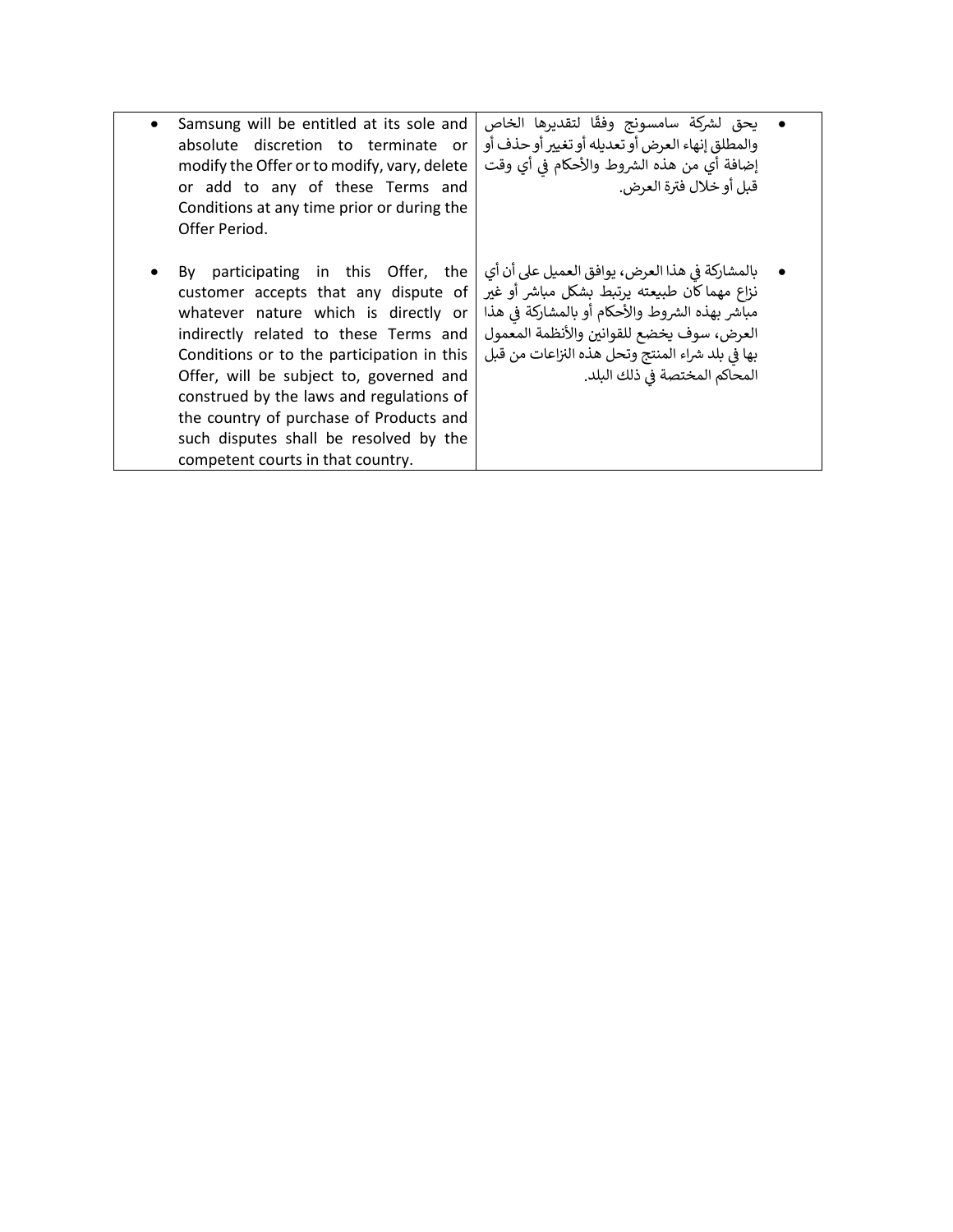| | |
|---|---|
| • Samsung will be entitled at its sole and absolute discretion to terminate or modify the Offer or to modify, vary, delete or add to any of these Terms and Conditions at any time prior or during the Offer Period. | • يحق لشركة سامسونج وفقًا لتقديرها الخاص والمطلق إنهاء العرض أو تعديله أو تغيير أو حذف أو إضافة أي من هذه الشروط والأحكام في أي وقت قبل أو خلال فترة العرض. |
| • By participating in this Offer, the customer accepts that any dispute of whatever nature which is directly or indirectly related to these Terms and Conditions or to the participation in this Offer, will be subject to, governed and construed by the laws and regulations of the country of purchase of Products and such disputes shall be resolved by the competent courts in that country. | • بالمشاركة في هذا العرض، يوافق العميل على أن أي نزاع مهما كان طبيعته يرتبط بشكل مباشر أو غير مباشر بهذه الشروط والأحكام أو بالمشاركة في هذا العرض، سوف يخضع للقوانين والأنظمة المعمول بها في بلد شراء المنتج وتحل هذه النزاعات من قبل المحاكم المختصة في ذلك البلد. |